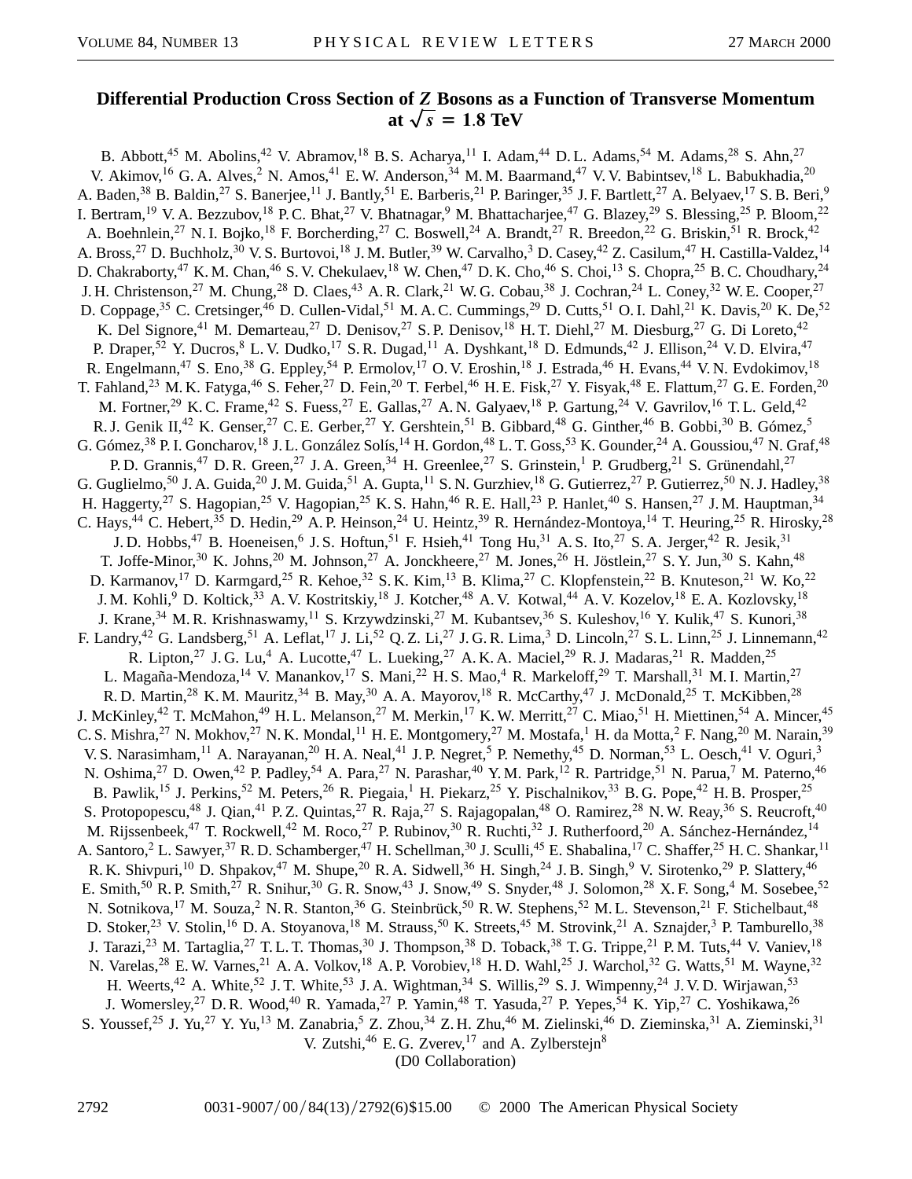# Differential Production Cross Section of $Z$ Bosons as a Function of Transverse Momentum at $\sqrt{s} = 1.8$ TeV

B. Abbott,[45] M. Abolins,[42] V. Abramov,[18] B. S. Acharya,[11] I. Adam,[44] D. L. Adams,[54] M. Adams,[28] S. Ahn,[27] V. Akimov,[16] G. A. Alves,[2] N. Amos,[41] E. W. Anderson,[34] M. M. Baarmand,[47] V. V. Babintsev,[18] L. Babukhadia,[20] A. Baden,[38] B. Baldin,[27] S. Banerjee,[11] J. Bantly,[51] E. Barberis,[21] P. Baringer,[35] J. F. Bartlett,[27] A. Belyaev,[17] S. B. Beri,[9] I. Bertram,[19] V. A. Bezzubov,[18] P. C. Bhat,[27] V. Bhatnagar,[9] M. Bhattacharjee,[47] G. Blazey,[29] S. Blessing,[25] P. Bloom,[22] A. Boehnlein,[27] N. I. Bojko,[18] F. Borcherding,[27] C. Boswell,[24] A. Brandt,[27] R. Breedon,[22] G. Briskin,[51] R. Brock,[42] A. Bross,[27] D. Buchholz,[30] V. S. Burtovoi,[18] J. M. Butler,[39] W. Carvalho,[3] D. Casey,[42] Z. Casilum,[47] H. Castilla-Valdez,[14] D. Chakraborty,[47] K. M. Chan,[46] S. V. Chekulaev,[18] W. Chen,[47] D. K. Cho,[46] S. Choi,[13] S. Chopra,[25] B. C. Choudhary,[24] J. H. Christenson,[27] M. Chung,[28] D. Claes,[43] A. R. Clark,[21] W. G. Cobau,[38] J. Cochran,[24] L. Coney,[32] W. E. Cooper,[27] D. Coppage,[35] C. Cretsinger,[46] D. Cullen-Vidal,[51] M. A. C. Cummings,[29] D. Cutts,[51] O. I. Dahl,[21] K. Davis,[20] K. De,[52] K. Del Signore,[41] M. Demarteau,[27] D. Denisov,[27] S. P. Denisov,[18] H. T. Diehl,[27] M. Diesburg,[27] G. Di Loreto,[42] P. Draper,[52] Y. Ducros,[8] L. V. Dudko,[17] S. R. Dugad,[11] A. Dyshkant,[18] D. Edmunds,[42] J. Ellison,[24] V. D. Elvira,[47] R. Engelmann,[47] S. Eno,[38] G. Eppley,[54] P. Ermolov,[17] O. V. Eroshin,[18] J. Estrada,[46] H. Evans,[44] V. N. Evdokimov,[18] T. Fahland,[23] M. K. Fatyga,[46] S. Feher,[27] D. Fein,[20] T. Ferbel,[46] H. E. Fisk,[27] Y. Fisyak,[48] E. Flattum,[27] G. E. Forden,[20] M. Fortner,[29] K. C. Frame,[42] S. Fuess,[27] E. Gallas,[27] A. N. Galyaev,[18] P. Gartung,[24] V. Gavrilov,[16] T. L. Geld,[42] R. J. Genik II,[42] K. Genser,[27] C. E. Gerber,[27] Y. Gershtein,[51] B. Gibbard,[48] G. Ginther,[46] B. Gobbi,[30] B. Gómez,[5] G. Gómez,[38] P. I. Goncharov,[18] J. L. González Solís,[14] H. Gordon,[48] L. T. Goss,[53] K. Gounder,[24] A. Goussiou,[47] N. Graf,[48] P. D. Grannis,[47] D. R. Green,[27] J. A. Green,[34] H. Greenlee,[27] S. Grinstein,[1] P. Grudberg,[21] S. Grünendahl,[27] G. Guglielmo,[50] J. A. Guida,[20] J. M. Guida,[51] A. Gupta,[11] S. N. Gurzhiev,[18] G. Gutierrez,[27] P. Gutierrez,[50] N. J. Hadley,[38] H. Haggerty,[27] S. Hagopian,[25] V. Hagopian,[25] K. S. Hahn,[46] R. E. Hall,[23] P. Hanlet,[40] S. Hansen,[27] J. M. Hauptman,[34] C. Hays,[44] C. Hebert,[35] D. Hedin,[29] A. P. Heinson,[24] U. Heintz,[39] R. Hernández-Montoya,[14] T. Heuring,[25] R. Hirosky,[28] J. D. Hobbs,[47] B. Hoeneisen,[6] J. S. Hoftun,[51] F. Hsieh,[41] Tong Hu,[31] A. S. Ito,[27] S. A. Jerger,[42] R. Jesik,[31] T. Joffe-Minor,[30] K. Johns,[20] M. Johnson,[27] A. Jonckheere,[27] M. Jones,[26] H. Jöstlein,[27] S. Y. Jun,[30] S. Kahn,[48] D. Karmanov,[17] D. Karmgard,[25] R. Kehoe,[32] S. K. Kim,[13] B. Klima,[27] C. Klopfenstein,[22] B. Knuteson,[21] W. Ko,[22] J. M. Kohli,[9] D. Koltick,[33] A. V. Kostritskiy,[18] J. Kotcher,[48] A. V. Kotwal,[44] A. V. Kozelov,[18] E. A. Kozlovsky,[18] J. Krane,[34] M. R. Krishnaswamy,[11] S. Krzywdzinski,[27] M. Kubantsev,[36] S. Kuleshov,[16] Y. Kulik,[47] S. Kunori,[38] F. Landry,[42] G. Landsberg,[51] A. Leflat,[17] J. Li,[52] Q. Z. Li,[27] J. G. R. Lima,[3] D. Lincoln,[27] S. L. Linn,[25] J. Linnemann,[42] R. Lipton,[27] J. G. Lu,[4] A. Lucotte,[47] L. Lueking,[27] A. K. A. Maciel,[29] R. J. Madaras,[21] R. Madden,[25] L. Magaña-Mendoza,[14] V. Manankov,[17] S. Mani,[22] H. S. Mao,[4] R. Markeloff,[29] T. Marshall,[31] M. I. Martin,[27] R. D. Martin,[28] K. M. Mauritz,[34] B. May,[30] A. A. Mayorov,[18] R. McCarthy,[47] J. McDonald,[25] T. McKibben,[28] J. McKinley,[42] T. McMahon,[49] H. L. Melanson,[27] M. Merkin,[17] K. W. Merritt,[27] C. Miao,[51] H. Miettinen,[54] A. Mincer,[45] C. S. Mishra,[27] N. Mokhov,[27] N. K. Mondal,[11] H. E. Montgomery,[27] M. Mostafa,[1] H. da Motta,[2] F. Nang,[20] M. Narain,[39] V. S. Narasimham,[11] A. Narayanan,[20] H. A. Neal,[41] J. P. Negret,[5] P. Nemethy,[45] D. Norman,[53] L. Oesch,[41] V. Oguri,[3] N. Oshima,[27] D. Owen,[42] P. Padley,[54] A. Para,[27] N. Parashar,[40] Y. M. Park,[12] R. Partridge,[51] N. Parua,[7] M. Paterno,[46] B. Pawlik,[15] J. Perkins,[52] M. Peters,[26] R. Piegaia,[1] H. Piekarz,[25] Y. Pischalnikov,[33] B. G. Pope,[42] H. B. Prosper,[25] S. Protopopescu,[48] J. Qian,[41] P. Z. Quintas,[27] R. Raja,[27] S. Rajagopalan,[48] O. Ramirez,[28] N. W. Reay,[36] S. Reucroft,[40] M. Rijssenbeek,[47] T. Rockwell,[42] M. Roco,[27] P. Rubinov,[30] R. Ruchti,[32] J. Rutherfoord,[20] A. Sánchez-Hernández,[14] A. Santoro,[2] L. Sawyer,[37] R. D. Schamberger,[47] H. Schellman,[30] J. Sculli,[45] E. Shabalina,[17] C. Shaffer,[25] H. C. Shankar,[11] R. K. Shivpuri,[10] D. Shpakov,[47] M. Shupe,[20] R. A. Sidwell,[36] H. Singh,[24] J. B. Singh,[9] V. Sirotenko,[29] P. Slattery,[46] E. Smith,[50] R. P. Smith,[27] R. Snihur,[30] G. R. Snow,[43] J. Snow,[49] S. Snyder,[48] J. Solomon,[28] X. F. Song,[4] M. Sosebee,[52] N. Sotnikova,[17] M. Souza,[2] N. R. Stanton,[36] G. Steinbrück,[50] R. W. Stephens,[52] M. L. Stevenson,[21] F. Stichelbaut,[48] D. Stoker,[23] V. Stolin,[16] D. A. Stoyanova,[18] M. Strauss,[50] K. Streets,[45] M. Strovink,[21] A. Sznajder,[3] P. Tamburello,[38] J. Tarazi,[23] M. Tartaglia,[27] T. L. T. Thomas,[30] J. Thompson,[38] D. Toback,[38] T. G. Trippe,[21] P. M. Tuts,[44] V. Vaniev,[18] N. Varelas,[28] E. W. Varnes,[21] A. A. Volkov,[18] A. P. Vorobiev,[18] H. D. Wahl,[25] J. Warchol,[32] G. Watts,[51] M. Wayne,[32] H. Weerts,[42] A. White,[52] J. T. White,[53] J. A. Wightman,[34] S. Willis,[29] S. J. Wimpenny,[24] J. V. D. Wirjawan,[53] J. Womersley,[27] D. R. Wood,[40] R. Yamada,[27] P. Yamin,[48] T. Yasuda,[27] P. Yepes,[54] K. Yip,[27] C. Yoshikawa,[26] S. Youssef,[25] J. Yu,[27] Y. Yu,[13] M. Zanabria,[5] Z. Zhou,[34] Z. H. Zhu,[46] M. Zielinski,[46] D. Zieminska,[31] A. Zieminski,[31] V. Zutshi,[46] E. G. Zverev,[17] and A. Zylberstejn[8]

(D0 Collaboration)

0031-9007/00/84(13)/2792(6)$15.00 © 2000 The American Physical Society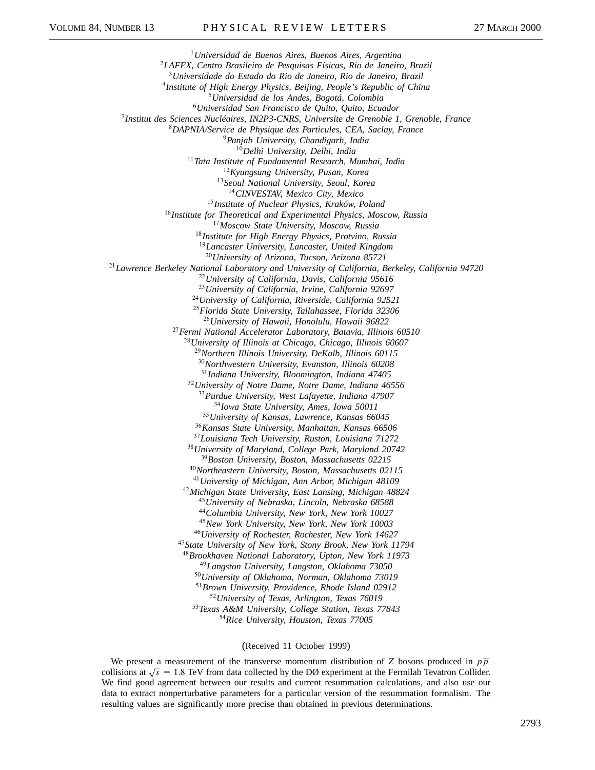[1]*Universidad de Buenos Aires, Buenos Aires, Argentina*
[2]*LAFEX, Centro Brasileiro de Pesquisas Físicas, Rio de Janeiro, Brazil*
[3]*Universidade do Estado do Rio de Janeiro, Rio de Janeiro, Brazil*
[4]*Institute of High Energy Physics, Beijing, People's Republic of China*
[5]*Universidad de los Andes, Bogotá, Colombia*
[6]*Universidad San Francisco de Quito, Quito, Ecuador*
[7]*Institut des Sciences Nucléaires, IN2P3-CNRS, Universite de Grenoble 1, Grenoble, France*
[8]*DAPNIA/Service de Physique des Particules, CEA, Saclay, France*
[9]*Panjab University, Chandigarh, India*
[10]*Delhi University, Delhi, India*
[11]*Tata Institute of Fundamental Research, Mumbai, India*
[12]*Kyungsung University, Pusan, Korea*
[13]*Seoul National University, Seoul, Korea*
[14]*CINVESTAV, Mexico City, Mexico*
[15]*Institute of Nuclear Physics, Kraków, Poland*
[16]*Institute for Theoretical and Experimental Physics, Moscow, Russia*
[17]*Moscow State University, Moscow, Russia*
[18]*Institute for High Energy Physics, Protvino, Russia*
[19]*Lancaster University, Lancaster, United Kingdom*
[20]*University of Arizona, Tucson, Arizona 85721*
[21]*Lawrence Berkeley National Laboratory and University of California, Berkeley, California 94720*
[22]*University of California, Davis, California 95616*
[23]*University of California, Irvine, California 92697*
[24]*University of California, Riverside, California 92521*
[25]*Florida State University, Tallahassee, Florida 32306*
[26]*University of Hawaii, Honolulu, Hawaii 96822*
[27]*Fermi National Accelerator Laboratory, Batavia, Illinois 60510*
[28]*University of Illinois at Chicago, Chicago, Illinois 60607*
[29]*Northern Illinois University, DeKalb, Illinois 60115*
[30]*Northwestern University, Evanston, Illinois 60208*
[31]*Indiana University, Bloomington, Indiana 47405*
[32]*University of Notre Dame, Notre Dame, Indiana 46556*
[33]*Purdue University, West Lafayette, Indiana 47907*
[34]*Iowa State University, Ames, Iowa 50011*
[35]*University of Kansas, Lawrence, Kansas 66045*
[36]*Kansas State University, Manhattan, Kansas 66506*
[37]*Louisiana Tech University, Ruston, Louisiana 71272*
[38]*University of Maryland, College Park, Maryland 20742*
[39]*Boston University, Boston, Massachusetts 02215*
[40]*Northeastern University, Boston, Massachusetts 02115*
[41]*University of Michigan, Ann Arbor, Michigan 48109*
[42]*Michigan State University, East Lansing, Michigan 48824*
[43]*University of Nebraska, Lincoln, Nebraska 68588*
[44]*Columbia University, New York, New York 10027*
[45]*New York University, New York, New York 10003*
[46]*University of Rochester, Rochester, New York 14627*
[47]*State University of New York, Stony Brook, New York 11794*
[48]*Brookhaven National Laboratory, Upton, New York 11973*
[49]*Langston University, Langston, Oklahoma 73050*
[50]*University of Oklahoma, Norman, Oklahoma 73019*
[51]*Brown University, Providence, Rhode Island 02912*
[52]*University of Texas, Arlington, Texas 76019*
[53]*Texas A&M University, College Station, Texas 77843*
[54]*Rice University, Houston, Texas 77005*

(Received 11 October 1999)

We present a measurement of the transverse momentum distribution of $Z$ bosons produced in $p\overline{p}$ collisions at $\sqrt{s} = 1.8$ TeV from data collected by the DØ experiment at the Fermilab Tevatron Collider. We find good agreement between our results and current resummation calculations, and also use our data to extract nonperturbative parameters for a particular version of the resummation formalism. The resulting values are significantly more precise than obtained in previous determinations.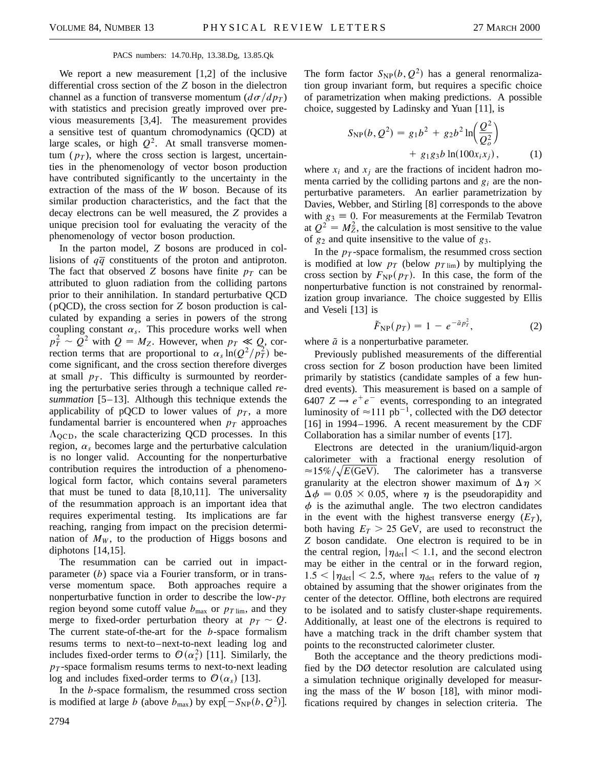PACS numbers: 14.70.Hp, 13.38.Dg, 13.85.Qk

We report a new measurement [1,2] of the inclusive differential cross section of the $Z$ boson in the dielectron channel as a function of transverse momentum ($d\sigma/dp_T$) with statistics and precision greatly improved over previous measurements [3,4]. The measurement provides a sensitive test of quantum chromodynamics (QCD) at large scales, or high $Q^2$. At small transverse momentum ($p_T$), where the cross section is largest, uncertainties in the phenomenology of vector boson production have contributed significantly to the uncertainty in the extraction of the mass of the $W$ boson. Because of its similar production characteristics, and the fact that the decay electrons can be well measured, the $Z$ provides a unique precision tool for evaluating the veracity of the phenomenology of vector boson production.

In the parton model, $Z$ bosons are produced in collisions of $q\bar{q}$ constituents of the proton and antiproton. The fact that observed $Z$ bosons have finite $p_T$ can be attributed to gluon radiation from the colliding partons prior to their annihilation. In standard perturbative QCD (pQCD), the cross section for $Z$ boson production is calculated by expanding a series in powers of the strong coupling constant $\alpha_s$. This procedure works well when $p_T^2 \sim Q^2$ with $Q = M_Z$. However, when $p_T \ll Q$, correction terms that are proportional to $\alpha_s \ln(Q^2/p_T^2)$ become significant, and the cross section therefore diverges at small $p_T$. This difficulty is surmounted by reordering the perturbative series through a technique called *resummation* [5–13]. Although this technique extends the applicability of pQCD to lower values of $p_T$, a more fundamental barrier is encountered when $p_T$ approaches $\Lambda_{\mathrm{QCD}}$, the scale characterizing QCD processes. In this region, $\alpha_s$ becomes large and the perturbative calculation is no longer valid. Accounting for the nonperturbative contribution requires the introduction of a phenomenological form factor, which contains several parameters that must be tuned to data [8,10,11]. The universality of the resummation approach is an important idea that requires experimental testing. Its implications are far reaching, ranging from impact on the precision determination of $M_W$, to the production of Higgs bosons and diphotons [14,15].

The resummation can be carried out in impact-parameter ($b$) space via a Fourier transform, or in transverse momentum space. Both approaches require a nonperturbative function in order to describe the low-$p_T$ region beyond some cutoff value $b_{\max}$ or $p_{T\,\lim}$, and they merge to fixed-order perturbation theory at $p_T \sim Q$. The current state-of-the-art for the $b$-space formalism resums terms to next-to–next-to-next leading log and includes fixed-order terms to $\mathcal{O}(\alpha_s^2)$ [11]. Similarly, the $p_T$-space formalism resums terms to next-to-next leading log and includes fixed-order terms to $\mathcal{O}(\alpha_s)$ [13].

In the $b$-space formalism, the resummed cross section is modified at large $b$ (above $b_{\max}$) by $\exp[-S_{\mathrm{NP}}(b, Q^2)]$. The form factor $S_{\mathrm{NP}}(b, Q^2)$ has a general renormalization group invariant form, but requires a specific choice of parametrization when making predictions. A possible choice, suggested by Ladinsky and Yuan [11], is

$$S_{\mathrm{NP}}(b, Q^2) = g_1 b^2 + g_2 b^2 \ln\left(\frac{Q^2}{Q_o^2}\right) + g_1 g_3 b \ln(100 x_i x_j), \tag{1}$$

where $x_i$ and $x_j$ are the fractions of incident hadron momenta carried by the colliding partons and $g_i$ are the nonperturbative parameters. An earlier parametrization by Davies, Webber, and Stirling [8] corresponds to the above with $g_3 \equiv 0$. For measurements at the Fermilab Tevatron at $Q^2 = M_Z^2$, the calculation is most sensitive to the value of $g_2$ and quite insensitive to the value of $g_3$.

In the $p_T$-space formalism, the resummed cross section is modified at low $p_T$ (below $p_{T\,\lim}$) by multiplying the cross section by $F_{\mathrm{NP}}(p_T)$. In this case, the form of the nonperturbative function is not constrained by renormalization group invariance. The choice suggested by Ellis and Veseli [13] is

$$\tilde{F}_{\mathrm{NP}}(p_T) = 1 - e^{-\tilde{a} p_T^2}, \tag{2}$$

where $\tilde{a}$ is a nonperturbative parameter.

Previously published measurements of the differential cross section for $Z$ boson production have been limited primarily by statistics (candidate samples of a few hundred events). This measurement is based on a sample of 6407 $Z \to e^+e^-$ events, corresponding to an integrated luminosity of $\approx 111\ \mathrm{pb}^{-1}$, collected with the DØ detector [16] in 1994–1996. A recent measurement by the CDF Collaboration has a similar number of events [17].

Electrons are detected in the uranium/liquid-argon calorimeter with a fractional energy resolution of $\approx 15\%/\sqrt{E(\mathrm{GeV})}$. The calorimeter has a transverse granularity at the electron shower maximum of $\Delta\eta \times \Delta\phi = 0.05 \times 0.05$, where $\eta$ is the pseudorapidity and $\phi$ is the azimuthal angle. The two electron candidates in the event with the highest transverse energy ($E_T$), both having $E_T > 25$ GeV, are used to reconstruct the $Z$ boson candidate. One electron is required to be in the central region, $|\eta_{\mathrm{det}}| < 1.1$, and the second electron may be either in the central or in the forward region, $1.5 < |\eta_{\mathrm{det}}| < 2.5$, where $\eta_{\mathrm{det}}$ refers to the value of $\eta$ obtained by assuming that the shower originates from the center of the detector. Offline, both electrons are required to be isolated and to satisfy cluster-shape requirements. Additionally, at least one of the electrons is required to have a matching track in the drift chamber system that points to the reconstructed calorimeter cluster.

Both the acceptance and the theory predictions modified by the DØ detector resolution are calculated using a simulation technique originally developed for measuring the mass of the $W$ boson [18], with minor modifications required by changes in selection criteria. The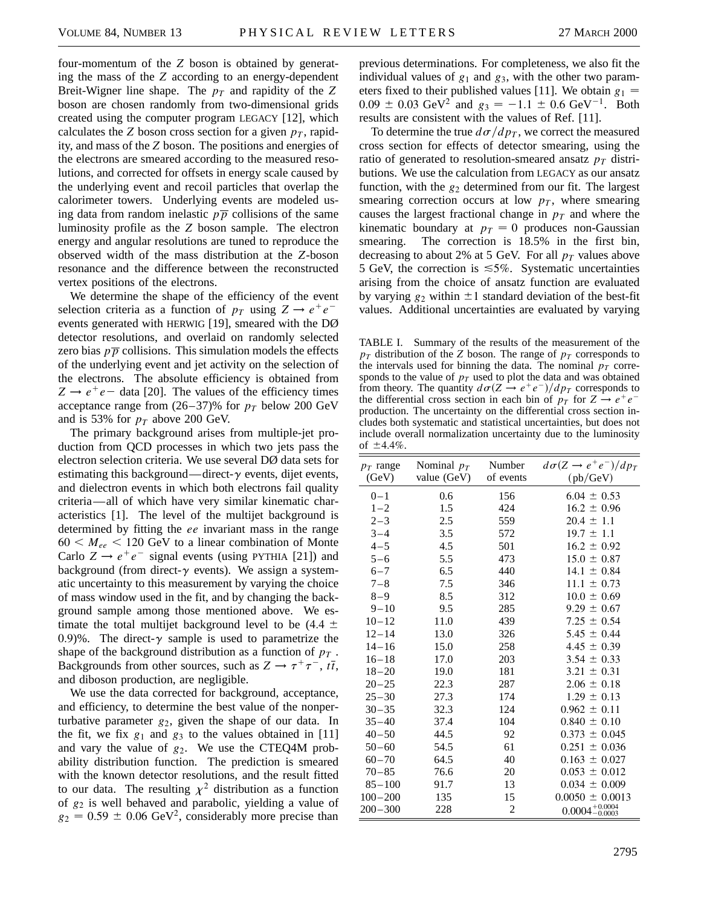four-momentum of the $Z$ boson is obtained by generating the mass of the $Z$ according to an energy-dependent Breit-Wigner line shape. The $p_T$ and rapidity of the $Z$ boson are chosen randomly from two-dimensional grids created using the computer program LEGACY [12], which calculates the $Z$ boson cross section for a given $p_T$, rapidity, and mass of the $Z$ boson. The positions and energies of the electrons are smeared according to the measured resolutions, and corrected for offsets in energy scale caused by the underlying event and recoil particles that overlap the calorimeter towers. Underlying events are modeled using data from random inelastic $p\overline{p}$ collisions of the same luminosity profile as the $Z$ boson sample. The electron energy and angular resolutions are tuned to reproduce the observed width of the mass distribution at the $Z$-boson resonance and the difference between the reconstructed vertex positions of the electrons.

We determine the shape of the efficiency of the event selection criteria as a function of $p_T$ using $Z \to e^+e^-$ events generated with HERWIG [19], smeared with the DØ detector resolutions, and overlaid on randomly selected zero bias $p\overline{p}$ collisions. This simulation models the effects of the underlying event and jet activity on the selection of the electrons. The absolute efficiency is obtained from $Z \to e^+e^-$ data [20]. The values of the efficiency times acceptance range from (26–37)% for $p_T$ below 200 GeV and is 53% for $p_T$ above 200 GeV.

The primary background arises from multiple-jet production from QCD processes in which two jets pass the electron selection criteria. We use several DØ data sets for estimating this background—direct-$\gamma$ events, dijet events, and dielectron events in which both electrons fail quality criteria—all of which have very similar kinematic characteristics [1]. The level of the multijet background is determined by fitting the $ee$ invariant mass in the range $60 < M_{ee} < 120$ GeV to a linear combination of Monte Carlo $Z \to e^+e^-$ signal events (using PYTHIA [21]) and background (from direct-$\gamma$ events). We assign a systematic uncertainty to this measurement by varying the choice of mass window used in the fit, and by changing the background sample among those mentioned above. We estimate the total multijet background level to be $(4.4 \pm 0.9)$%. The direct-$\gamma$ sample is used to parametrize the shape of the background distribution as a function of $p_T$. Backgrounds from other sources, such as $Z \to \tau^+\tau^-$, $t\bar{t}$, and diboson production, are negligible.

We use the data corrected for background, acceptance, and efficiency, to determine the best value of the nonperturbative parameter $g_2$, given the shape of our data. In the fit, we fix $g_1$ and $g_3$ to the values obtained in [11] and vary the value of $g_2$. We use the CTEQ4M probability distribution function. The prediction is smeared with the known detector resolutions, and the result fitted to our data. The resulting $\chi^2$ distribution as a function of $g_2$ is well behaved and parabolic, yielding a value of $g_2 = 0.59 \pm 0.06$ GeV$^2$, considerably more precise than previous determinations. For completeness, we also fit the individual values of $g_1$ and $g_3$, with the other two parameters fixed to their published values [11]. We obtain $g_1 = 0.09 \pm 0.03$ GeV$^2$ and $g_3 = -1.1 \pm 0.6$ GeV$^{-1}$. Both results are consistent with the values of Ref. [11].

To determine the true $d\sigma/dp_T$, we correct the measured cross section for effects of detector smearing, using the ratio of generated to resolution-smeared ansatz $p_T$ distributions. We use the calculation from LEGACY as our ansatz function, with the $g_2$ determined from our fit. The largest smearing correction occurs at low $p_T$, where smearing causes the largest fractional change in $p_T$ and where the kinematic boundary at $p_T = 0$ produces non-Gaussian smearing. The correction is 18.5% in the first bin, decreasing to about 2% at 5 GeV. For all $p_T$ values above 5 GeV, the correction is $\lesssim$5%. Systematic uncertainties arising from the choice of ansatz function are evaluated by varying $g_2$ within $\pm 1$ standard deviation of the best-fit values. Additional uncertainties are evaluated by varying

TABLE I. Summary of the results of the measurement of the $p_T$ distribution of the $Z$ boson. The range of $p_T$ corresponds to the intervals used for binning the data. The nominal $p_T$ corresponds to the value of $p_T$ used to plot the data and was obtained from theory. The quantity $d\sigma(Z \to e^+e^-)/dp_T$ corresponds to the differential cross section in each bin of $p_T$ for $Z \to e^+e^-$ production. The uncertainty on the differential cross section includes both systematic and statistical uncertainties, but does not include overall normalization uncertainty due to the luminosity of $\pm 4.4$%.

| $p_T$ range (GeV) | Nominal $p_T$ value (GeV) | Number of events | $d\sigma(Z \to e^+e^-)/dp_T$ (pb/GeV) |
|---|---|---|---|
| 0–1 | 0.6 | 156 | $6.04 \pm 0.53$ |
| 1–2 | 1.5 | 424 | $16.2 \pm 0.96$ |
| 2–3 | 2.5 | 559 | $20.4 \pm 1.1$ |
| 3–4 | 3.5 | 572 | $19.7 \pm 1.1$ |
| 4–5 | 4.5 | 501 | $16.2 \pm 0.92$ |
| 5–6 | 5.5 | 473 | $15.0 \pm 0.87$ |
| 6–7 | 6.5 | 440 | $14.1 \pm 0.84$ |
| 7–8 | 7.5 | 346 | $11.1 \pm 0.73$ |
| 8–9 | 8.5 | 312 | $10.0 \pm 0.69$ |
| 9–10 | 9.5 | 285 | $9.29 \pm 0.67$ |
| 10–12 | 11.0 | 439 | $7.25 \pm 0.54$ |
| 12–14 | 13.0 | 326 | $5.45 \pm 0.44$ |
| 14–16 | 15.0 | 258 | $4.45 \pm 0.39$ |
| 16–18 | 17.0 | 203 | $3.54 \pm 0.33$ |
| 18–20 | 19.0 | 181 | $3.21 \pm 0.31$ |
| 20–25 | 22.3 | 287 | $2.06 \pm 0.18$ |
| 25–30 | 27.3 | 174 | $1.29 \pm 0.13$ |
| 30–35 | 32.3 | 124 | $0.962 \pm 0.11$ |
| 35–40 | 37.4 | 104 | $0.840 \pm 0.10$ |
| 40–50 | 44.5 | 92 | $0.373 \pm 0.045$ |
| 50–60 | 54.5 | 61 | $0.251 \pm 0.036$ |
| 60–70 | 64.5 | 40 | $0.163 \pm 0.027$ |
| 70–85 | 76.6 | 20 | $0.053 \pm 0.012$ |
| 85–100 | 91.7 | 13 | $0.034 \pm 0.009$ |
| 100–200 | 135 | 15 | $0.0050 \pm 0.0013$ |
| 200–300 | 228 | 2 | $0.0004^{+0.0004}_{-0.0003}$ |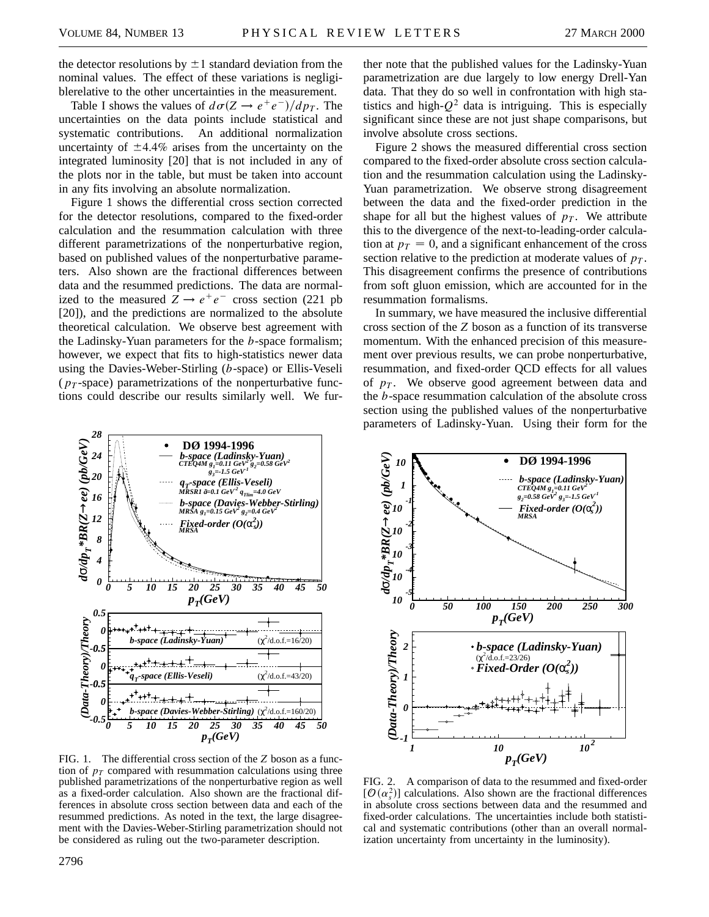the detector resolutions by $\pm 1$ standard deviation from the nominal values. The effect of these variations is negligiblerelative to the other uncertainties in the measurement.

Table I shows the values of $d\sigma(Z \to e^+e^-)/dp_T$. The uncertainties on the data points include statistical and systematic contributions. An additional normalization uncertainty of $\pm 4.4\%$ arises from the uncertainty on the integrated luminosity [20] that is not included in any of the plots nor in the table, but must be taken into account in any fits involving an absolute normalization.

Figure 1 shows the differential cross section corrected for the detector resolutions, compared to the fixed-order calculation and the resummation calculation with three different parametrizations of the nonperturbative region, based on published values of the nonperturbative parameters. Also shown are the fractional differences between data and the resummed predictions. The data are normalized to the measured $Z \to e^+e^-$ cross section (221 pb [20]), and the predictions are normalized to the absolute theoretical calculation. We observe best agreement with the Ladinsky-Yuan parameters for the $b$-space formalism; however, we expect that fits to high-statistics newer data using the Davies-Weber-Stirling ($b$-space) or Ellis-Veseli ($p_T$-space) parametrizations of the nonperturbative functions could describe our results similarly well. We further note that the published values for the Ladinsky-Yuan parametrization are due largely to low energy Drell-Yan data. That they do so well in confrontation with high statistics and high-$Q^2$ data is intriguing. This is especially significant since these are not just shape comparisons, but involve absolute cross sections.

Figure 2 shows the measured differential cross section compared to the fixed-order absolute cross section calculation and the resummation calculation using the Ladinsky-Yuan parametrization. We observe strong disagreement between the data and the fixed-order prediction in the shape for all but the highest values of $p_T$. We attribute this to the divergence of the next-to-leading-order calculation at $p_T = 0$, and a significant enhancement of the cross section relative to the prediction at moderate values of $p_T$. This disagreement confirms the presence of contributions from soft gluon emission, which are accounted for in the resummation formalisms.

In summary, we have measured the inclusive differential cross section of the $Z$ boson as a function of its transverse momentum. With the enhanced precision of this measurement over previous results, we can probe nonperturbative, resummation, and fixed-order QCD effects for all values of $p_T$. We observe good agreement between data and the $b$-space resummation calculation of the absolute cross section using the published values of the nonperturbative parameters of Ladinsky-Yuan. Using their form for the

DØ 1994-1996
b-space (Ladinsky-Yuan) CTEQ4M $g_1$=0.11 GeV$^2$ $g_2$=0.58 GeV$^2$ $g_3$=-1.5 GeV$^{-1}$
$q_T$-space (Ellis-Veseli) MRSR1 ã=0.1 GeV$^{-2}$ $q_{Tlim}$=4.0 GeV
b-space (Davies-Webber-Stirling) MRSA $g_1$=0.15 GeV$^2$ $g_2$=0.4 GeV$^2$
Fixed-order ($O(\alpha_s^2)$) MRSA
$d\sigma/dp_T$ *BR($Z\to ee$) (pb/GeV)
$p_T$(GeV)
(Data-Theory)/Theory
b-space (Ladinsky-Yuan) ($\chi^2$/d.o.f.=16/20)
$q_T$-space (Ellis-Veseli) ($\chi^2$/d.o.f.=43/20)
b-space (Davies-Webber-Stirling) ($\chi^2$/d.o.f.=160/20)

FIG. 1. The differential cross section of the $Z$ boson as a function of $p_T$ compared with resummation calculations using three published parametrizations of the nonperturbative region as well as a fixed-order calculation. Also shown are the fractional differences in absolute cross section between data and each of the resummed predictions. As noted in the text, the large disagreement with the Davies-Webber-Stirling parametrization should not be considered as ruling out the two-parameter description.

DØ 1994-1996
b-space (Ladinsky-Yuan) CTEQ4M $g_1$=0.11 GeV$^2$ $g_2$=0.58 GeV$^2$ $g_3$=-1.5 GeV$^{-1}$
Fixed-order ($O(\alpha_s^2)$) MRSA
$d\sigma/dp_T$ *BR($Z\to ee$) (pb/GeV)
$p_T$(GeV)
(Data-Theory)/Theory
b-space (Ladinsky-Yuan) ($\chi^2$/d.o.f.=23/26)
Fixed-Order ($O(\alpha_s^2)$)

FIG. 2. A comparison of data to the resummed and fixed-order $[\mathcal{O}(\alpha_s^2)]$ calculations. Also shown are the fractional differences in absolute cross sections between data and the resummed and fixed-order calculations. The uncertainties include both statistical and systematic contributions (other than an overall normalization uncertainty from uncertainty in the luminosity).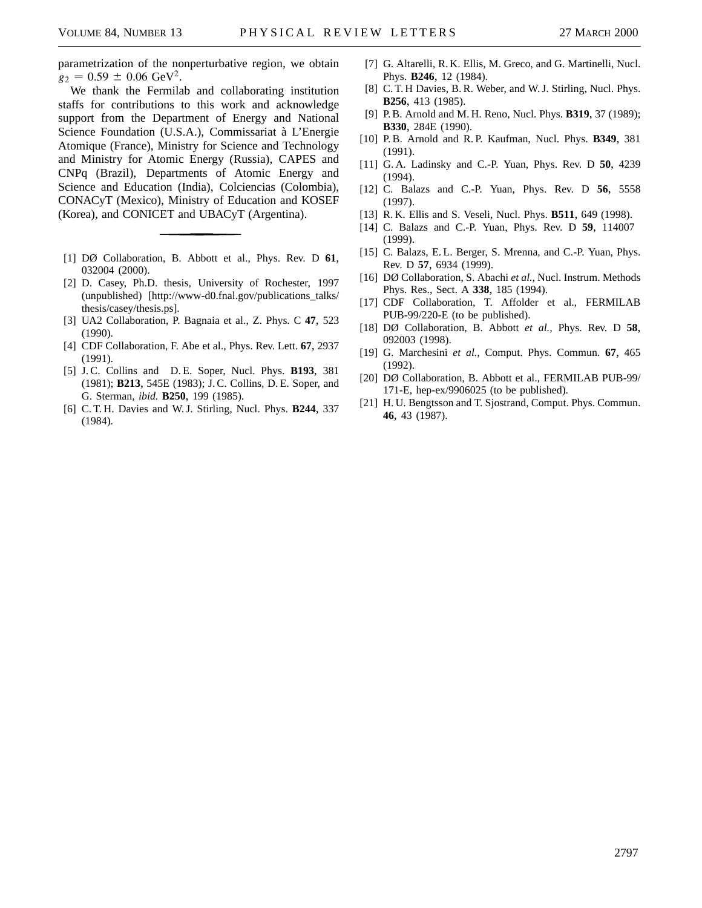parametrization of the nonperturbative region, we obtain $g_2 = 0.59 \pm 0.06$ GeV$^2$.

We thank the Fermilab and collaborating institution staffs for contributions to this work and acknowledge support from the Department of Energy and National Science Foundation (U.S.A.), Commissariat à L'Energie Atomique (France), Ministry for Science and Technology and Ministry for Atomic Energy (Russia), CAPES and CNPq (Brazil), Departments of Atomic Energy and Science and Education (India), Colciencias (Colombia), CONACyT (Mexico), Ministry of Education and KOSEF (Korea), and CONICET and UBACyT (Argentina).

---

[1] DØ Collaboration, B. Abbott et al., Phys. Rev. D **61**, 032004 (2000).

[2] D. Casey, Ph.D. thesis, University of Rochester, 1997 (unpublished) [http://www-d0.fnal.gov/publications_talks/thesis/casey/thesis.ps].

[3] UA2 Collaboration, P. Bagnaia et al., Z. Phys. C **47**, 523 (1990).

[4] CDF Collaboration, F. Abe et al., Phys. Rev. Lett. **67**, 2937 (1991).

[5] J.C. Collins and D.E. Soper, Nucl. Phys. **B193**, 381 (1981); **B213**, 545E (1983); J.C. Collins, D.E. Soper, and G. Sterman, *ibid.* **B250**, 199 (1985).

[6] C.T.H. Davies and W.J. Stirling, Nucl. Phys. **B244**, 337 (1984).

[7] G. Altarelli, R.K. Ellis, M. Greco, and G. Martinelli, Nucl. Phys. **B246**, 12 (1984).

[8] C.T.H Davies, B.R. Weber, and W.J. Stirling, Nucl. Phys. **B256**, 413 (1985).

[9] P.B. Arnold and M.H. Reno, Nucl. Phys. **B319**, 37 (1989); **B330**, 284E (1990).

[10] P.B. Arnold and R.P. Kaufman, Nucl. Phys. **B349**, 381 (1991).

[11] G.A. Ladinsky and C.-P. Yuan, Phys. Rev. D **50**, 4239 (1994).

[12] C. Balazs and C.-P. Yuan, Phys. Rev. D **56**, 5558 (1997).

[13] R.K. Ellis and S. Veseli, Nucl. Phys. **B511**, 649 (1998).

[14] C. Balazs and C.-P. Yuan, Phys. Rev. D **59**, 114007 (1999).

[15] C. Balazs, E.L. Berger, S. Mrenna, and C.-P. Yuan, Phys. Rev. D **57**, 6934 (1999).

[16] DØ Collaboration, S. Abachi *et al.*, Nucl. Instrum. Methods Phys. Res., Sect. A **338**, 185 (1994).

[17] CDF Collaboration, T. Affolder et al., FERMILAB PUB-99/220-E (to be published).

[18] DØ Collaboration, B. Abbott *et al.*, Phys. Rev. D **58**, 092003 (1998).

[19] G. Marchesini *et al.*, Comput. Phys. Commun. **67**, 465 (1992).

[20] DØ Collaboration, B. Abbott et al., FERMILAB PUB-99/171-E, hep-ex/9906025 (to be published).

[21] H.U. Bengtsson and T. Sjostrand, Comput. Phys. Commun. **46**, 43 (1987).